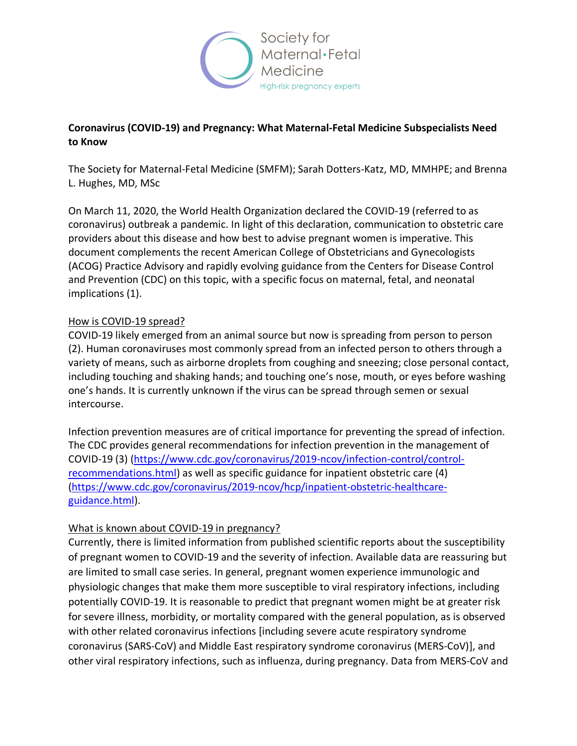Society for Maternal•Fetal Medicine

High-risk pregnancy experts

**Coronavirus (COVID-19) and Pregnancy: What Maternal-Fetal Medicine Subspecialists Need to Know**

The Society for Maternal-Fetal Medicine (SMFM); Sarah Dotters-Katz, MD, MMHPE; and Brenna L. Hughes, MD, MSc

On March 11, 2020, the World Health Organization declared the COVID-19 (referred to as coronavirus) outbreak a pandemic. In light of this declaration, communication to obstetric care providers about this disease and how best to advise pregnant women is imperative. This document complements the recent American College of Obstetricians and Gynecologists (ACOG) Practice Advisory and rapidly evolving guidance from the Centers for Disease Control and Prevention (CDC) on this topic, with a specific focus on maternal, fetal, and neonatal implications (1).

<u>How is COVID-19 spread?</u>

COVID-19 likely emerged from an animal source but now is spreading from person to person (2). Human coronaviruses most commonly spread from an infected person to others through a variety of means, such as airborne droplets from coughing and sneezing; close personal contact, including touching and shaking hands; and touching one's nose, mouth, or eyes before washing one's hands. It is currently unknown if the virus can be spread through semen or sexual intercourse.

Infection prevention measures are of critical importance for preventing the spread of infection. The CDC provides general recommendations for infection prevention in the management of COVID-19 (3) (https://www.cdc.gov/coronavirus/2019-ncov/infection-control/control-recommendations.html) as well as specific guidance for inpatient obstetric care (4) (https://www.cdc.gov/coronavirus/2019-ncov/hcp/inpatient-obstetric-healthcare-guidance.html).

<u>What is known about COVID-19 in pregnancy?</u>

Currently, there is limited information from published scientific reports about the susceptibility of pregnant women to COVID-19 and the severity of infection. Available data are reassuring but are limited to small case series. In general, pregnant women experience immunologic and physiologic changes that make them more susceptible to viral respiratory infections, including potentially COVID-19. It is reasonable to predict that pregnant women might be at greater risk for severe illness, morbidity, or mortality compared with the general population, as is observed with other related coronavirus infections [including severe acute respiratory syndrome coronavirus (SARS-CoV) and Middle East respiratory syndrome coronavirus (MERS-CoV)], and other viral respiratory infections, such as influenza, during pregnancy. Data from MERS-CoV and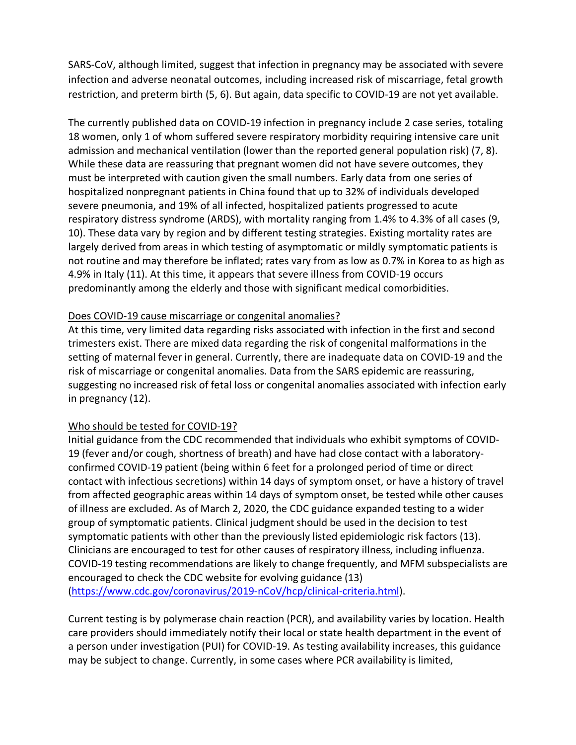SARS-CoV, although limited, suggest that infection in pregnancy may be associated with severe infection and adverse neonatal outcomes, including increased risk of miscarriage, fetal growth restriction, and preterm birth (5, 6). But again, data specific to COVID-19 are not yet available.

The currently published data on COVID-19 infection in pregnancy include 2 case series, totaling 18 women, only 1 of whom suffered severe respiratory morbidity requiring intensive care unit admission and mechanical ventilation (lower than the reported general population risk) (7, 8). While these data are reassuring that pregnant women did not have severe outcomes, they must be interpreted with caution given the small numbers. Early data from one series of hospitalized nonpregnant patients in China found that up to 32% of individuals developed severe pneumonia, and 19% of all infected, hospitalized patients progressed to acute respiratory distress syndrome (ARDS), with mortality ranging from 1.4% to 4.3% of all cases (9, 10). These data vary by region and by different testing strategies. Existing mortality rates are largely derived from areas in which testing of asymptomatic or mildly symptomatic patients is not routine and may therefore be inflated; rates vary from as low as 0.7% in Korea to as high as 4.9% in Italy (11). At this time, it appears that severe illness from COVID-19 occurs predominantly among the elderly and those with significant medical comorbidities.

<u>Does COVID-19 cause miscarriage or congenital anomalies?</u>

At this time, very limited data regarding risks associated with infection in the first and second trimesters exist. There are mixed data regarding the risk of congenital malformations in the setting of maternal fever in general. Currently, there are inadequate data on COVID-19 and the risk of miscarriage or congenital anomalies. Data from the SARS epidemic are reassuring, suggesting no increased risk of fetal loss or congenital anomalies associated with infection early in pregnancy (12).

<u>Who should be tested for COVID-19?</u>

Initial guidance from the CDC recommended that individuals who exhibit symptoms of COVID-19 (fever and/or cough, shortness of breath) and have had close contact with a laboratory-confirmed COVID-19 patient (being within 6 feet for a prolonged period of time or direct contact with infectious secretions) within 14 days of symptom onset, or have a history of travel from affected geographic areas within 14 days of symptom onset, be tested while other causes of illness are excluded. As of March 2, 2020, the CDC guidance expanded testing to a wider group of symptomatic patients. Clinical judgment should be used in the decision to test symptomatic patients with other than the previously listed epidemiologic risk factors (13). Clinicians are encouraged to test for other causes of respiratory illness, including influenza. COVID-19 testing recommendations are likely to change frequently, and MFM subspecialists are encouraged to check the CDC website for evolving guidance (13) (https://www.cdc.gov/coronavirus/2019-nCoV/hcp/clinical-criteria.html).

Current testing is by polymerase chain reaction (PCR), and availability varies by location. Health care providers should immediately notify their local or state health department in the event of a person under investigation (PUI) for COVID-19. As testing availability increases, this guidance may be subject to change. Currently, in some cases where PCR availability is limited,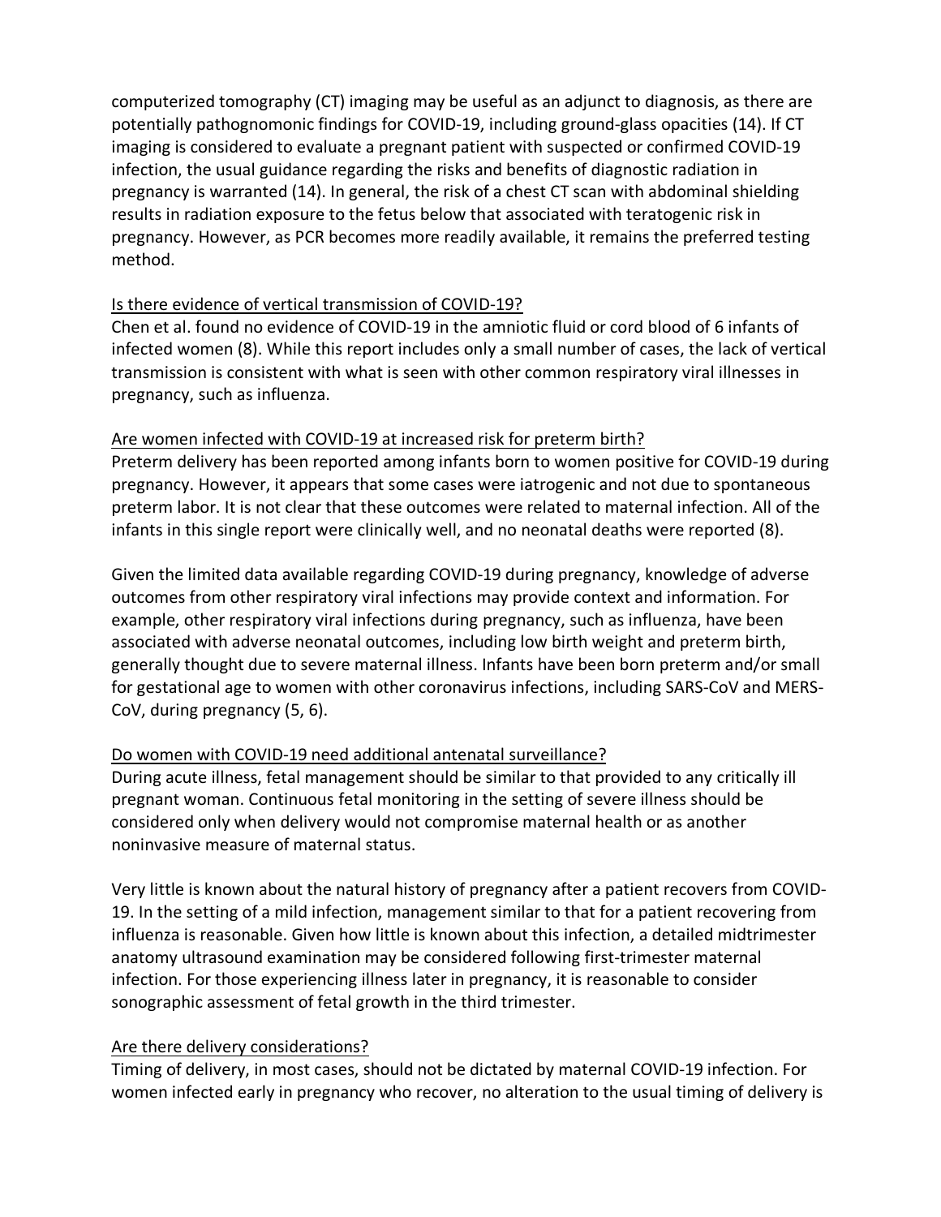computerized tomography (CT) imaging may be useful as an adjunct to diagnosis, as there are potentially pathognomonic findings for COVID-19, including ground-glass opacities (14). If CT imaging is considered to evaluate a pregnant patient with suspected or confirmed COVID-19 infection, the usual guidance regarding the risks and benefits of diagnostic radiation in pregnancy is warranted (14). In general, the risk of a chest CT scan with abdominal shielding results in radiation exposure to the fetus below that associated with teratogenic risk in pregnancy. However, as PCR becomes more readily available, it remains the preferred testing method.

### Is there evidence of vertical transmission of COVID-19?

Chen et al. found no evidence of COVID-19 in the amniotic fluid or cord blood of 6 infants of infected women (8). While this report includes only a small number of cases, the lack of vertical transmission is consistent with what is seen with other common respiratory viral illnesses in pregnancy, such as influenza.

### Are women infected with COVID-19 at increased risk for preterm birth?

Preterm delivery has been reported among infants born to women positive for COVID-19 during pregnancy. However, it appears that some cases were iatrogenic and not due to spontaneous preterm labor. It is not clear that these outcomes were related to maternal infection. All of the infants in this single report were clinically well, and no neonatal deaths were reported (8).

Given the limited data available regarding COVID-19 during pregnancy, knowledge of adverse outcomes from other respiratory viral infections may provide context and information. For example, other respiratory viral infections during pregnancy, such as influenza, have been associated with adverse neonatal outcomes, including low birth weight and preterm birth, generally thought due to severe maternal illness. Infants have been born preterm and/or small for gestational age to women with other coronavirus infections, including SARS-CoV and MERS-CoV, during pregnancy (5, 6).

### Do women with COVID-19 need additional antenatal surveillance?

During acute illness, fetal management should be similar to that provided to any critically ill pregnant woman. Continuous fetal monitoring in the setting of severe illness should be considered only when delivery would not compromise maternal health or as another noninvasive measure of maternal status.

Very little is known about the natural history of pregnancy after a patient recovers from COVID-19. In the setting of a mild infection, management similar to that for a patient recovering from influenza is reasonable. Given how little is known about this infection, a detailed midtrimester anatomy ultrasound examination may be considered following first-trimester maternal infection. For those experiencing illness later in pregnancy, it is reasonable to consider sonographic assessment of fetal growth in the third trimester.

### Are there delivery considerations?

Timing of delivery, in most cases, should not be dictated by maternal COVID-19 infection. For women infected early in pregnancy who recover, no alteration to the usual timing of delivery is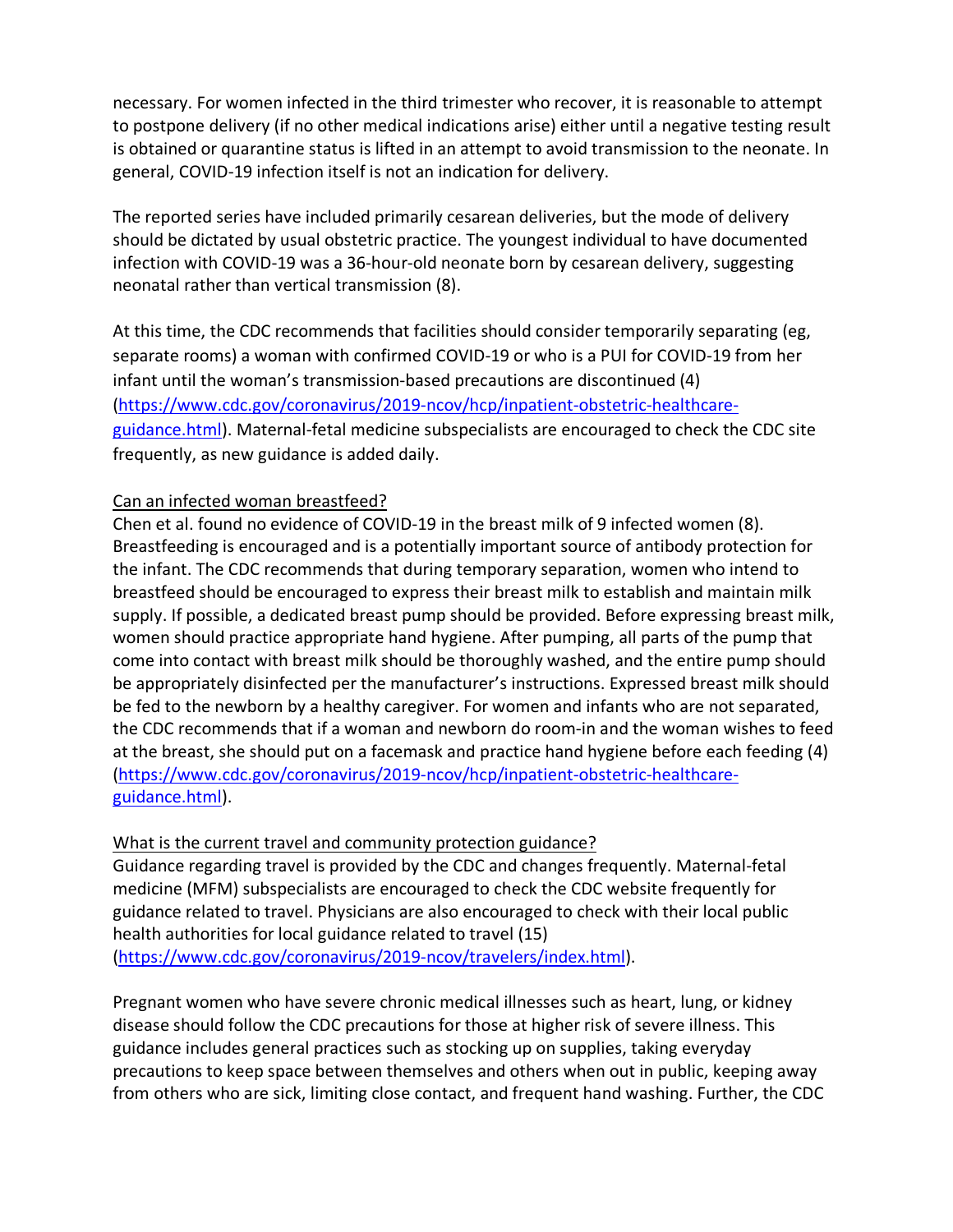necessary. For women infected in the third trimester who recover, it is reasonable to attempt to postpone delivery (if no other medical indications arise) either until a negative testing result is obtained or quarantine status is lifted in an attempt to avoid transmission to the neonate. In general, COVID-19 infection itself is not an indication for delivery.

The reported series have included primarily cesarean deliveries, but the mode of delivery should be dictated by usual obstetric practice. The youngest individual to have documented infection with COVID-19 was a 36-hour-old neonate born by cesarean delivery, suggesting neonatal rather than vertical transmission (8).

At this time, the CDC recommends that facilities should consider temporarily separating (eg, separate rooms) a woman with confirmed COVID-19 or who is a PUI for COVID-19 from her infant until the woman's transmission-based precautions are discontinued (4) (https://www.cdc.gov/coronavirus/2019-ncov/hcp/inpatient-obstetric-healthcare-guidance.html). Maternal-fetal medicine subspecialists are encouraged to check the CDC site frequently, as new guidance is added daily.

<u>Can an infected woman breastfeed?</u>

Chen et al. found no evidence of COVID-19 in the breast milk of 9 infected women (8). Breastfeeding is encouraged and is a potentially important source of antibody protection for the infant. The CDC recommends that during temporary separation, women who intend to breastfeed should be encouraged to express their breast milk to establish and maintain milk supply. If possible, a dedicated breast pump should be provided. Before expressing breast milk, women should practice appropriate hand hygiene. After pumping, all parts of the pump that come into contact with breast milk should be thoroughly washed, and the entire pump should be appropriately disinfected per the manufacturer's instructions. Expressed breast milk should be fed to the newborn by a healthy caregiver. For women and infants who are not separated, the CDC recommends that if a woman and newborn do room-in and the woman wishes to feed at the breast, she should put on a facemask and practice hand hygiene before each feeding (4) (https://www.cdc.gov/coronavirus/2019-ncov/hcp/inpatient-obstetric-healthcare-guidance.html).

<u>What is the current travel and community protection guidance?</u>

Guidance regarding travel is provided by the CDC and changes frequently. Maternal-fetal medicine (MFM) subspecialists are encouraged to check the CDC website frequently for guidance related to travel. Physicians are also encouraged to check with their local public health authorities for local guidance related to travel (15) (https://www.cdc.gov/coronavirus/2019-ncov/travelers/index.html).

Pregnant women who have severe chronic medical illnesses such as heart, lung, or kidney disease should follow the CDC precautions for those at higher risk of severe illness. This guidance includes general practices such as stocking up on supplies, taking everyday precautions to keep space between themselves and others when out in public, keeping away from others who are sick, limiting close contact, and frequent hand washing. Further, the CDC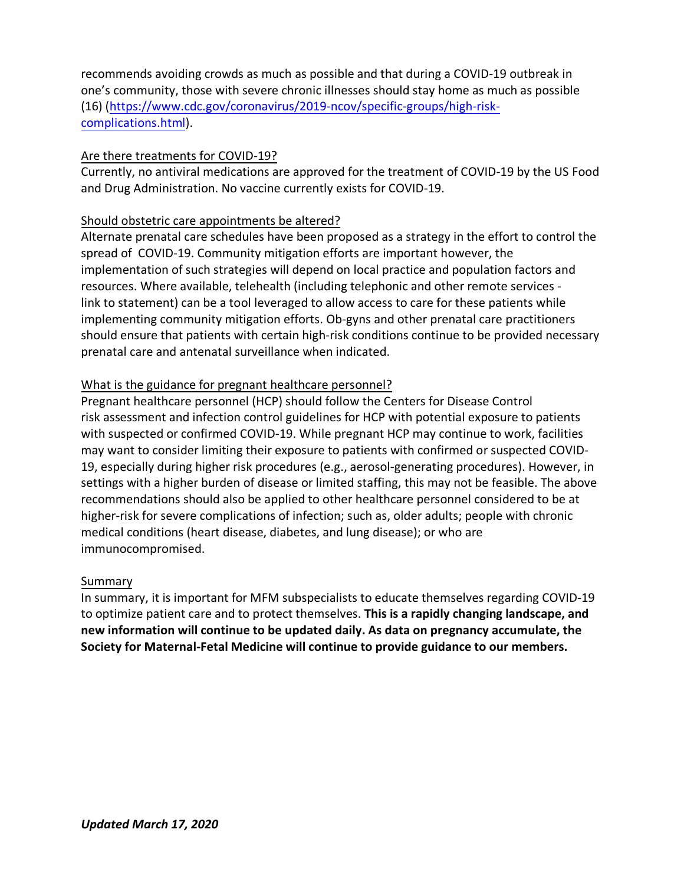recommends avoiding crowds as much as possible and that during a COVID-19 outbreak in one's community, those with severe chronic illnesses should stay home as much as possible (16) (https://www.cdc.gov/coronavirus/2019-ncov/specific-groups/high-risk-complications.html).

## Are there treatments for COVID-19?

Currently, no antiviral medications are approved for the treatment of COVID-19 by the US Food and Drug Administration. No vaccine currently exists for COVID-19.

## Should obstetric care appointments be altered?

Alternate prenatal care schedules have been proposed as a strategy in the effort to control the spread of COVID-19. Community mitigation efforts are important however, the implementation of such strategies will depend on local practice and population factors and resources. Where available, telehealth (including telephonic and other remote services - link to statement) can be a tool leveraged to allow access to care for these patients while implementing community mitigation efforts. Ob-gyns and other prenatal care practitioners should ensure that patients with certain high-risk conditions continue to be provided necessary prenatal care and antenatal surveillance when indicated.

## What is the guidance for pregnant healthcare personnel?

Pregnant healthcare personnel (HCP) should follow the Centers for Disease Control risk assessment and infection control guidelines for HCP with potential exposure to patients with suspected or confirmed COVID-19. While pregnant HCP may continue to work, facilities may want to consider limiting their exposure to patients with confirmed or suspected COVID-19, especially during higher risk procedures (e.g., aerosol-generating procedures). However, in settings with a higher burden of disease or limited staffing, this may not be feasible. The above recommendations should also be applied to other healthcare personnel considered to be at higher-risk for severe complications of infection; such as, older adults; people with chronic medical conditions (heart disease, diabetes, and lung disease); or who are immunocompromised.

## Summary

In summary, it is important for MFM subspecialists to educate themselves regarding COVID-19 to optimize patient care and to protect themselves. **This is a rapidly changing landscape, and new information will continue to be updated daily. As data on pregnancy accumulate, the Society for Maternal-Fetal Medicine will continue to provide guidance to our members.**

***Updated March 17, 2020***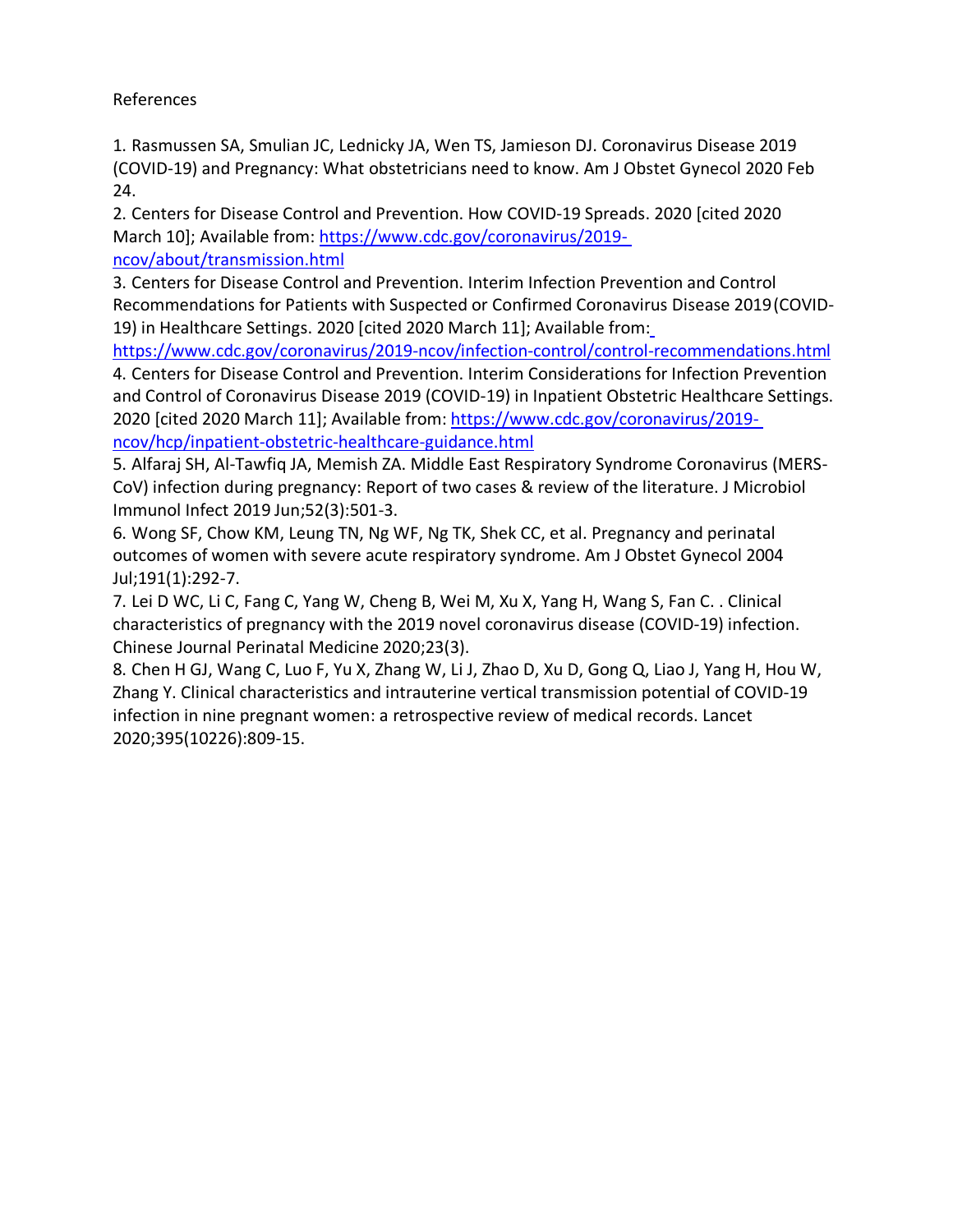References

1. Rasmussen SA, Smulian JC, Lednicky JA, Wen TS, Jamieson DJ. Coronavirus Disease 2019 (COVID-19) and Pregnancy: What obstetricians need to know. Am J Obstet Gynecol 2020 Feb 24.
2. Centers for Disease Control and Prevention. How COVID-19 Spreads. 2020 [cited 2020 March 10]; Available from: https://www.cdc.gov/coronavirus/2019-ncov/about/transmission.html
3. Centers for Disease Control and Prevention. Interim Infection Prevention and Control Recommendations for Patients with Suspected or Confirmed Coronavirus Disease 2019 (COVID-19) in Healthcare Settings. 2020 [cited 2020 March 11]; Available from: https://www.cdc.gov/coronavirus/2019-ncov/infection-control/control-recommendations.html
4. Centers for Disease Control and Prevention. Interim Considerations for Infection Prevention and Control of Coronavirus Disease 2019 (COVID-19) in Inpatient Obstetric Healthcare Settings. 2020 [cited 2020 March 11]; Available from: https://www.cdc.gov/coronavirus/2019-ncov/hcp/inpatient-obstetric-healthcare-guidance.html
5. Alfaraj SH, Al-Tawfiq JA, Memish ZA. Middle East Respiratory Syndrome Coronavirus (MERS-CoV) infection during pregnancy: Report of two cases & review of the literature. J Microbiol Immunol Infect 2019 Jun;52(3):501-3.
6. Wong SF, Chow KM, Leung TN, Ng WF, Ng TK, Shek CC, et al. Pregnancy and perinatal outcomes of women with severe acute respiratory syndrome. Am J Obstet Gynecol 2004 Jul;191(1):292-7.
7. Lei D WC, Li C, Fang C, Yang W, Cheng B, Wei M, Xu X, Yang H, Wang S, Fan C. . Clinical characteristics of pregnancy with the 2019 novel coronavirus disease (COVID-19) infection. Chinese Journal Perinatal Medicine 2020;23(3).
8. Chen H GJ, Wang C, Luo F, Yu X, Zhang W, Li J, Zhao D, Xu D, Gong Q, Liao J, Yang H, Hou W, Zhang Y. Clinical characteristics and intrauterine vertical transmission potential of COVID-19 infection in nine pregnant women: a retrospective review of medical records. Lancet 2020;395(10226):809-15.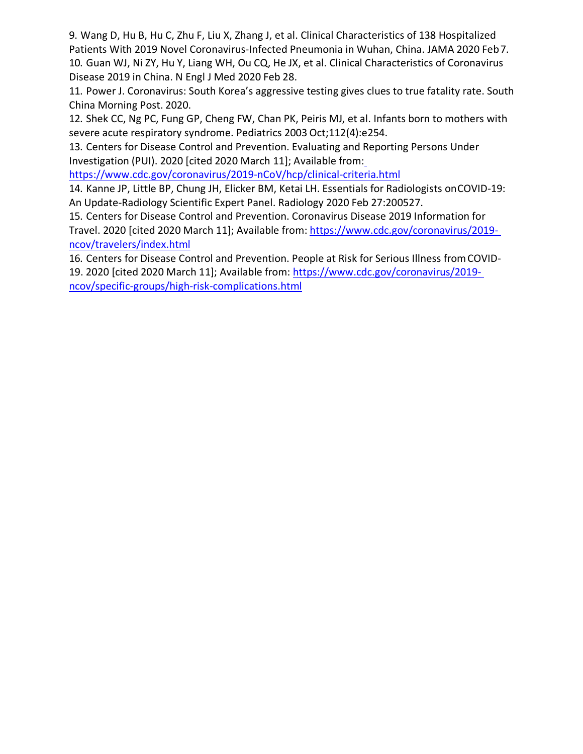9. Wang D, Hu B, Hu C, Zhu F, Liu X, Zhang J, et al. Clinical Characteristics of 138 Hospitalized Patients With 2019 Novel Coronavirus-Infected Pneumonia in Wuhan, China. JAMA 2020 Feb 7.

10. Guan WJ, Ni ZY, Hu Y, Liang WH, Ou CQ, He JX, et al. Clinical Characteristics of Coronavirus Disease 2019 in China. N Engl J Med 2020 Feb 28.

11. Power J. Coronavirus: South Korea's aggressive testing gives clues to true fatality rate. South China Morning Post. 2020.

12. Shek CC, Ng PC, Fung GP, Cheng FW, Chan PK, Peiris MJ, et al. Infants born to mothers with severe acute respiratory syndrome. Pediatrics 2003 Oct;112(4):e254.

13. Centers for Disease Control and Prevention. Evaluating and Reporting Persons Under Investigation (PUI). 2020 [cited 2020 March 11]; Available from: https://www.cdc.gov/coronavirus/2019-nCoV/hcp/clinical-criteria.html

14. Kanne JP, Little BP, Chung JH, Elicker BM, Ketai LH. Essentials for Radiologists on COVID-19: An Update-Radiology Scientific Expert Panel. Radiology 2020 Feb 27:200527.

15. Centers for Disease Control and Prevention. Coronavirus Disease 2019 Information for Travel. 2020 [cited 2020 March 11]; Available from: https://www.cdc.gov/coronavirus/2019-ncov/travelers/index.html

16. Centers for Disease Control and Prevention. People at Risk for Serious Illness from COVID-19. 2020 [cited 2020 March 11]; Available from: https://www.cdc.gov/coronavirus/2019-ncov/specific-groups/high-risk-complications.html